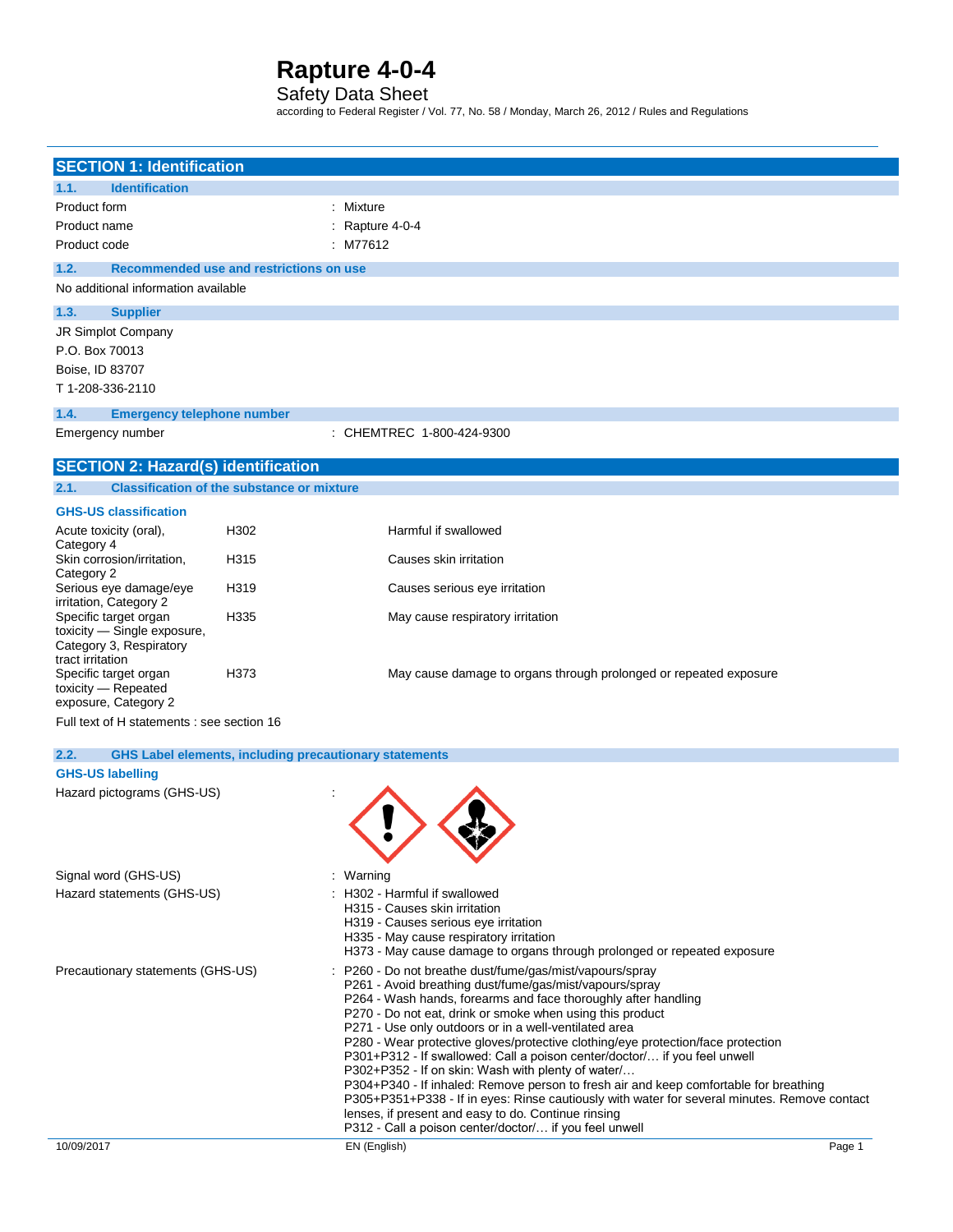# Rapture 4-0-4

Safety Data Sheet

according to Federal Register / Vol. 77, No. 58 / Monday, March 26, 2012 / Rules and Regulations

## SECTION 1: Identification

### 1.1. Identification

| | |
|---|---|
| Product form | : Mixture |
| Product name | : Rapture 4-0-4 |
| Product code | : M77612 |

### 1.2. Recommended use and restrictions on use

No additional information available

### 1.3. Supplier

JR Simplot Company
P.O. Box 70013
Boise, ID 83707
T 1-208-336-2110

### 1.4. Emergency telephone number

| | |
|---|---|
| Emergency number | : CHEMTREC 1-800-424-9300 |

## SECTION 2: Hazard(s) identification

### 2.1. Classification of the substance or mixture

**GHS-US classification**

| | | |
|---|---|---|
| Acute toxicity (oral), Category 4 | H302 | Harmful if swallowed |
| Skin corrosion/irritation, Category 2 | H315 | Causes skin irritation |
| Serious eye damage/eye irritation, Category 2 | H319 | Causes serious eye irritation |
| Specific target organ toxicity — Single exposure, Category 3, Respiratory tract irritation | H335 | May cause respiratory irritation |
| Specific target organ toxicity — Repeated exposure, Category 2 | H373 | May cause damage to organs through prolonged or repeated exposure |

Full text of H statements : see section 16

### 2.2. GHS Label elements, including precautionary statements

**GHS-US labelling**

Hazard pictograms (GHS-US) :

Signal word (GHS-US) : Warning

Hazard statements (GHS-US) :
H302 - Harmful if swallowed
H315 - Causes skin irritation
H319 - Causes serious eye irritation
H335 - May cause respiratory irritation
H373 - May cause damage to organs through prolonged or repeated exposure

Precautionary statements (GHS-US) :
P260 - Do not breathe dust/fume/gas/mist/vapours/spray
P261 - Avoid breathing dust/fume/gas/mist/vapours/spray
P264 - Wash hands, forearms and face thoroughly after handling
P270 - Do not eat, drink or smoke when using this product
P271 - Use only outdoors or in a well-ventilated area
P280 - Wear protective gloves/protective clothing/eye protection/face protection
P301+P312 - If swallowed: Call a poison center/doctor/… if you feel unwell
P302+P352 - If on skin: Wash with plenty of water/…
P304+P340 - If inhaled: Remove person to fresh air and keep comfortable for breathing
P305+P351+P338 - If in eyes: Rinse cautiously with water for several minutes. Remove contact lenses, if present and easy to do. Continue rinsing
P312 - Call a poison center/doctor/… if you feel unwell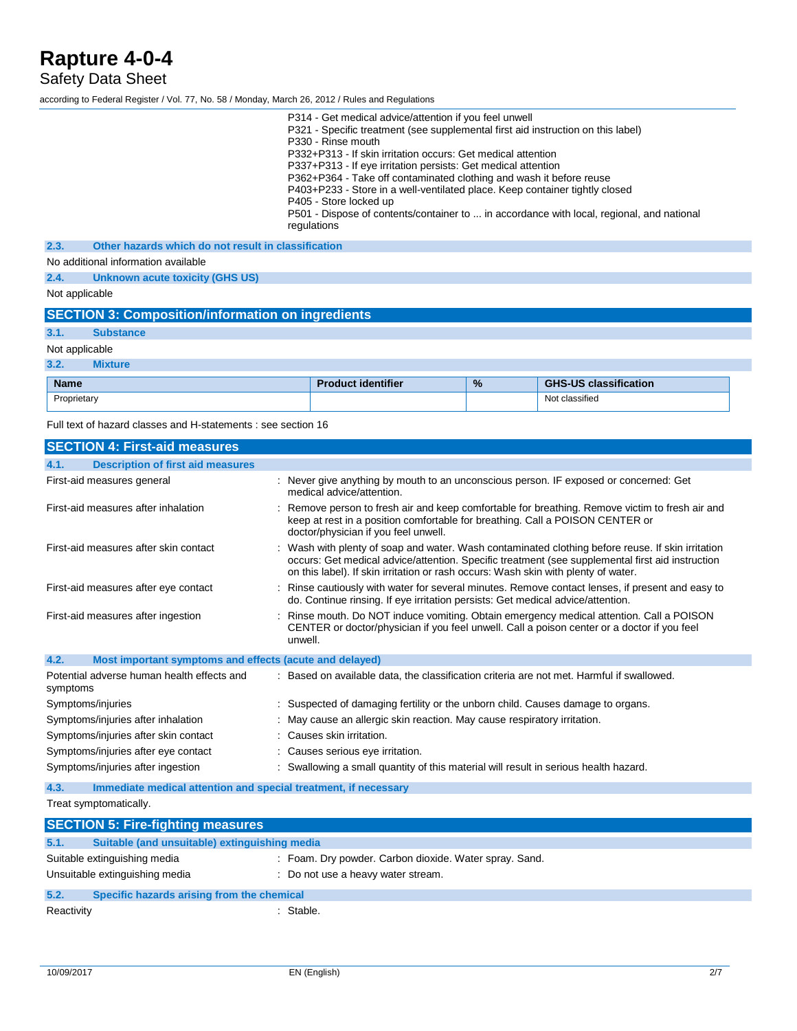P314 - Get medical advice/attention if you feel unwell
P321 - Specific treatment (see supplemental first aid instruction on this label)
P330 - Rinse mouth
P332+P313 - If skin irritation occurs: Get medical attention
P337+P313 - If eye irritation persists: Get medical attention
P362+P364 - Take off contaminated clothing and wash it before reuse
P403+P233 - Store in a well-ventilated place. Keep container tightly closed
P405 - Store locked up
P501 - Dispose of contents/container to ... in accordance with local, regional, and national regulations

### 2.3. Other hazards which do not result in classification

No additional information available

### 2.4. Unknown acute toxicity (GHS US)

Not applicable

## SECTION 3: Composition/information on ingredients

### 3.1. Substance

Not applicable

### 3.2. Mixture

| Name | Product identifier | % | GHS-US classification |
|---|---|---|---|
| Proprietary | | | Not classified |

Full text of hazard classes and H-statements : see section 16

## SECTION 4: First-aid measures

### 4.1. Description of first aid measures

| | |
|---|---|
| First-aid measures general | : Never give anything by mouth to an unconscious person. IF exposed or concerned: Get medical advice/attention. |
| First-aid measures after inhalation | : Remove person to fresh air and keep comfortable for breathing. Remove victim to fresh air and keep at rest in a position comfortable for breathing. Call a POISON CENTER or doctor/physician if you feel unwell. |
| First-aid measures after skin contact | : Wash with plenty of soap and water. Wash contaminated clothing before reuse. If skin irritation occurs: Get medical advice/attention. Specific treatment (see supplemental first aid instruction on this label). If skin irritation or rash occurs: Wash skin with plenty of water. |
| First-aid measures after eye contact | : Rinse cautiously with water for several minutes. Remove contact lenses, if present and easy to do. Continue rinsing. If eye irritation persists: Get medical advice/attention. |
| First-aid measures after ingestion | : Rinse mouth. Do NOT induce vomiting. Obtain emergency medical attention. Call a POISON CENTER or doctor/physician if you feel unwell. Call a poison center or a doctor if you feel unwell. |

### 4.2. Most important symptoms and effects (acute and delayed)

| | |
|---|---|
| Potential adverse human health effects and symptoms | : Based on available data, the classification criteria are not met. Harmful if swallowed. |
| Symptoms/injuries | : Suspected of damaging fertility or the unborn child. Causes damage to organs. |
| Symptoms/injuries after inhalation | : May cause an allergic skin reaction. May cause respiratory irritation. |
| Symptoms/injuries after skin contact | : Causes skin irritation. |
| Symptoms/injuries after eye contact | : Causes serious eye irritation. |
| Symptoms/injuries after ingestion | : Swallowing a small quantity of this material will result in serious health hazard. |

### 4.3. Immediate medical attention and special treatment, if necessary

Treat symptomatically.

## SECTION 5: Fire-fighting measures

### 5.1. Suitable (and unsuitable) extinguishing media

| | |
|---|---|
| Suitable extinguishing media | : Foam. Dry powder. Carbon dioxide. Water spray. Sand. |
| Unsuitable extinguishing media | : Do not use a heavy water stream. |

### 5.2. Specific hazards arising from the chemical

| | |
|---|---|
| Reactivity | : Stable. |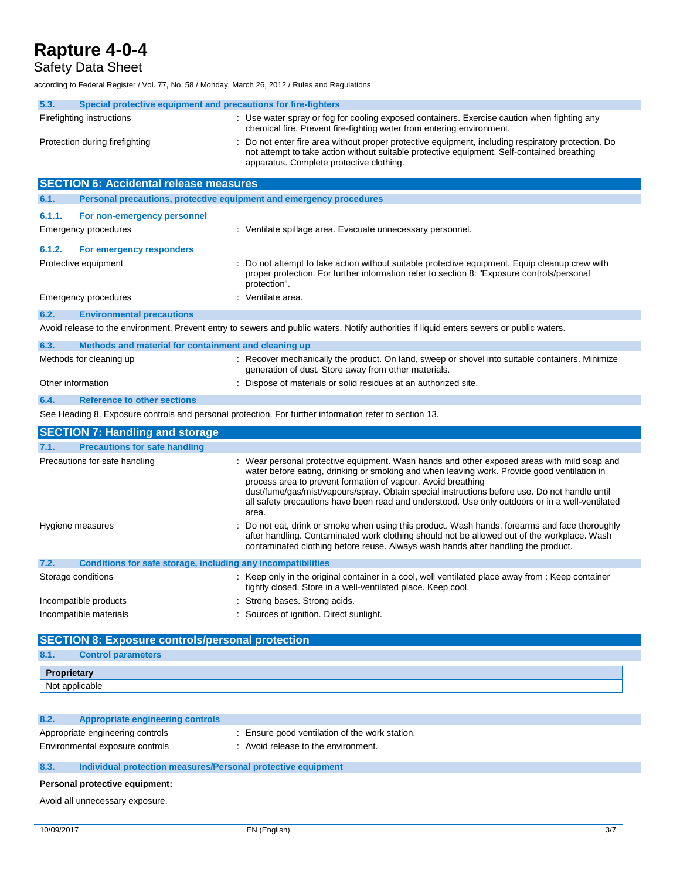### 5.3. Special protective equipment and precautions for fire-fighters

| | |
|---|---|
| Firefighting instructions | : Use water spray or fog for cooling exposed containers. Exercise caution when fighting any chemical fire. Prevent fire-fighting water from entering environment. |
| Protection during firefighting | : Do not enter fire area without proper protective equipment, including respiratory protection. Do not attempt to take action without suitable protective equipment. Self-contained breathing apparatus. Complete protective clothing. |

## SECTION 6: Accidental release measures

### 6.1. Personal precautions, protective equipment and emergency procedures

#### 6.1.1. For non-emergency personnel

| | |
|---|---|
| Emergency procedures | : Ventilate spillage area. Evacuate unnecessary personnel. |

#### 6.1.2. For emergency responders

| | |
|---|---|
| Protective equipment | : Do not attempt to take action without suitable protective equipment. Equip cleanup crew with proper protection. For further information refer to section 8: "Exposure controls/personal protection". |
| Emergency procedures | : Ventilate area. |

### 6.2. Environmental precautions

Avoid release to the environment. Prevent entry to sewers and public waters. Notify authorities if liquid enters sewers or public waters.

### 6.3. Methods and material for containment and cleaning up

| | |
|---|---|
| Methods for cleaning up | : Recover mechanically the product. On land, sweep or shovel into suitable containers. Minimize generation of dust. Store away from other materials. |
| Other information | : Dispose of materials or solid residues at an authorized site. |

### 6.4. Reference to other sections

See Heading 8. Exposure controls and personal protection. For further information refer to section 13.

## SECTION 7: Handling and storage

### 7.1. Precautions for safe handling

| | |
|---|---|
| Precautions for safe handling | : Wear personal protective equipment. Wash hands and other exposed areas with mild soap and water before eating, drinking or smoking and when leaving work. Provide good ventilation in process area to prevent formation of vapour. Avoid breathing dust/fume/gas/mist/vapours/spray. Obtain special instructions before use. Do not handle until all safety precautions have been read and understood. Use only outdoors or in a well-ventilated area. |
| Hygiene measures | : Do not eat, drink or smoke when using this product. Wash hands, forearms and face thoroughly after handling. Contaminated work clothing should not be allowed out of the workplace. Wash contaminated clothing before reuse. Always wash hands after handling the product. |

### 7.2. Conditions for safe storage, including any incompatibilities

| | |
|---|---|
| Storage conditions | : Keep only in the original container in a cool, well ventilated place away from : Keep container tightly closed. Store in a well-ventilated place. Keep cool. |
| Incompatible products | : Strong bases. Strong acids. |
| Incompatible materials | : Sources of ignition. Direct sunlight. |

## SECTION 8: Exposure controls/personal protection

### 8.1. Control parameters

| Proprietary |
|---|
| Not applicable |

### 8.2. Appropriate engineering controls

| | |
|---|---|
| Appropriate engineering controls | : Ensure good ventilation of the work station. |
| Environmental exposure controls | : Avoid release to the environment. |

### 8.3. Individual protection measures/Personal protective equipment

**Personal protective equipment:**

Avoid all unnecessary exposure.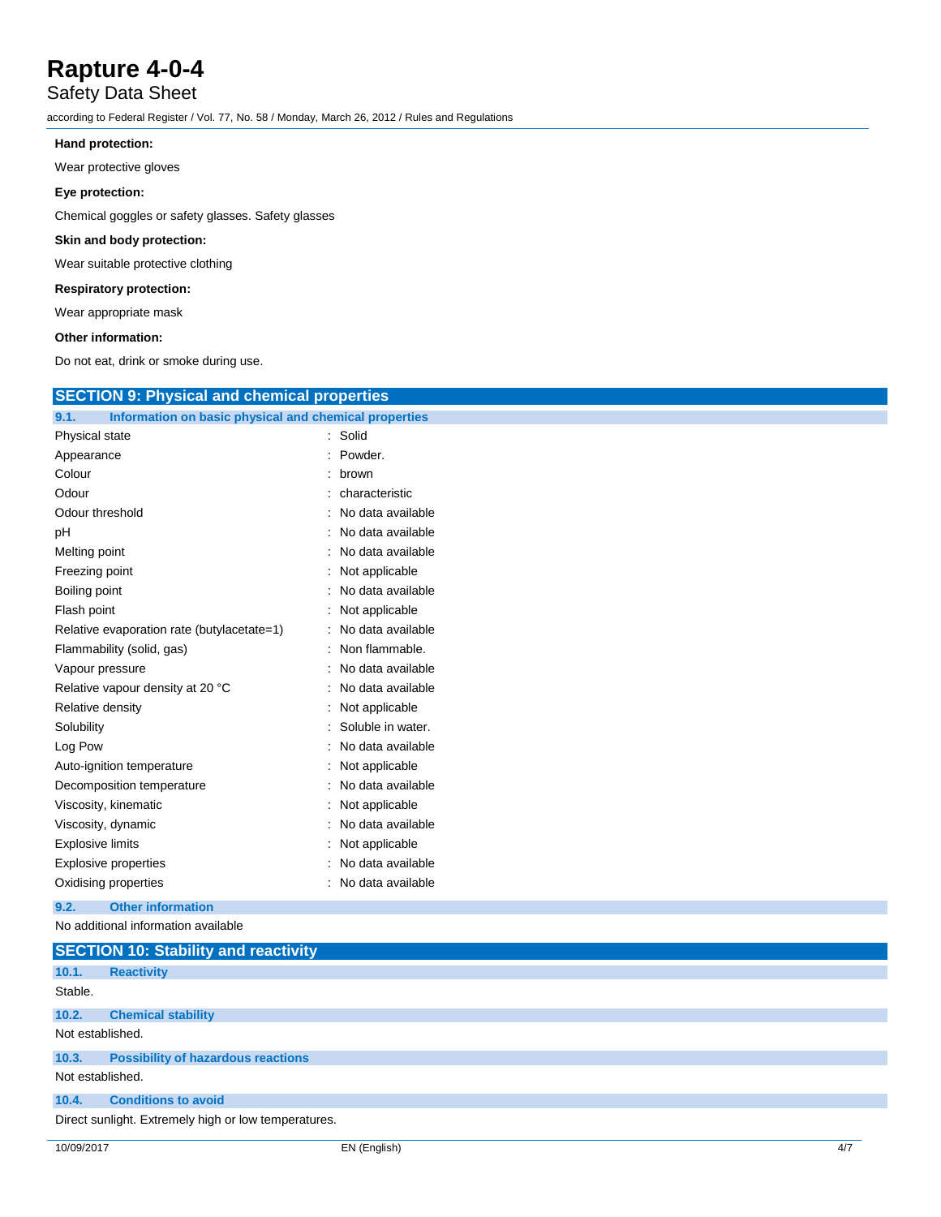**Hand protection:**

Wear protective gloves

**Eye protection:**

Chemical goggles or safety glasses. Safety glasses

**Skin and body protection:**

Wear suitable protective clothing

**Respiratory protection:**

Wear appropriate mask

**Other information:**

Do not eat, drink or smoke during use.

## SECTION 9: Physical and chemical properties

### 9.1. Information on basic physical and chemical properties

| Property | Value |
|---|---|
| Physical state | Solid |
| Appearance | Powder. |
| Colour | brown |
| Odour | characteristic |
| Odour threshold | No data available |
| pH | No data available |
| Melting point | No data available |
| Freezing point | Not applicable |
| Boiling point | No data available |
| Flash point | Not applicable |
| Relative evaporation rate (butylacetate=1) | No data available |
| Flammability (solid, gas) | Non flammable. |
| Vapour pressure | No data available |
| Relative vapour density at 20 °C | No data available |
| Relative density | Not applicable |
| Solubility | Soluble in water. |
| Log Pow | No data available |
| Auto-ignition temperature | Not applicable |
| Decomposition temperature | No data available |
| Viscosity, kinematic | Not applicable |
| Viscosity, dynamic | No data available |
| Explosive limits | Not applicable |
| Explosive properties | No data available |
| Oxidising properties | No data available |

### 9.2. Other information

No additional information available

## SECTION 10: Stability and reactivity

### 10.1. Reactivity

Stable.

### 10.2. Chemical stability

Not established.

### 10.3. Possibility of hazardous reactions

Not established.

### 10.4. Conditions to avoid

Direct sunlight. Extremely high or low temperatures.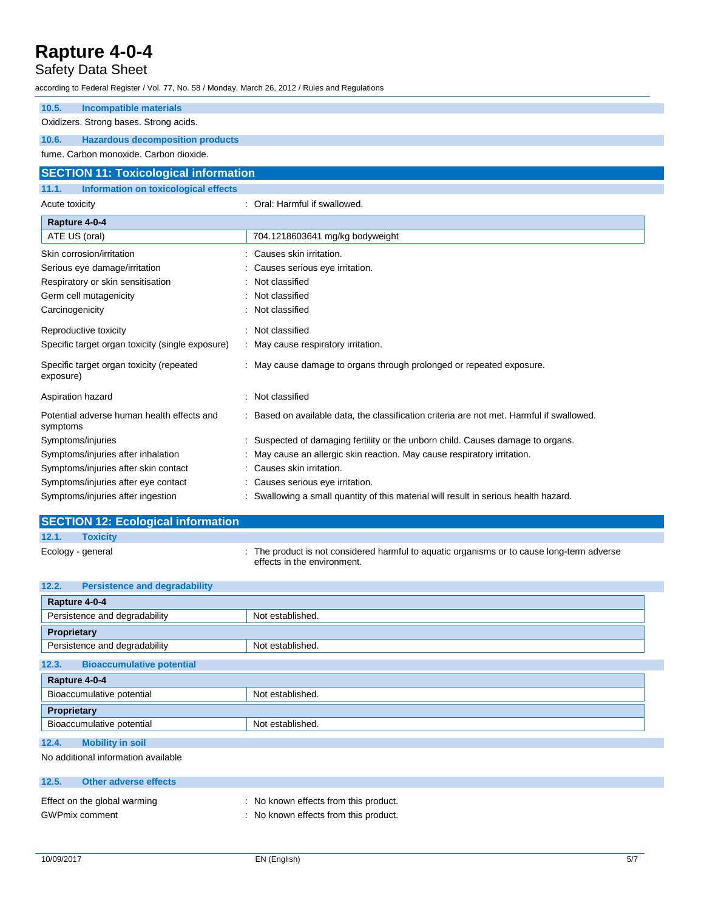### 10.5. Incompatible materials

Oxidizers. Strong bases. Strong acids.

### 10.6. Hazardous decomposition products

fume. Carbon monoxide. Carbon dioxide.

## SECTION 11: Toxicological information

### 11.1. Information on toxicological effects

Acute toxicity : Oral: Harmful if swallowed.

| Rapture 4-0-4 | |
|---|---|
| ATE US (oral) | 704.1218603641 mg/kg bodyweight |

Skin corrosion/irritation : Causes skin irritation.

Serious eye damage/irritation : Causes serious eye irritation.

Respiratory or skin sensitisation : Not classified

Germ cell mutagenicity : Not classified

Carcinogenicity : Not classified

Reproductive toxicity : Not classified

Specific target organ toxicity (single exposure) : May cause respiratory irritation.

Specific target organ toxicity (repeated exposure) : May cause damage to organs through prolonged or repeated exposure.

Aspiration hazard : Not classified

Potential adverse human health effects and symptoms : Based on available data, the classification criteria are not met. Harmful if swallowed.

Symptoms/injuries : Suspected of damaging fertility or the unborn child. Causes damage to organs.

Symptoms/injuries after inhalation : May cause an allergic skin reaction. May cause respiratory irritation.

Symptoms/injuries after skin contact : Causes skin irritation.

Symptoms/injuries after eye contact : Causes serious eye irritation.

Symptoms/injuries after ingestion : Swallowing a small quantity of this material will result in serious health hazard.

## SECTION 12: Ecological information

### 12.1. Toxicity

Ecology - general : The product is not considered harmful to aquatic organisms or to cause long-term adverse effects in the environment.

### 12.2. Persistence and degradability

| Rapture 4-0-4 | |
|---|---|
| Persistence and degradability | Not established. |
| **Proprietary** | |
| Persistence and degradability | Not established. |

### 12.3. Bioaccumulative potential

| Rapture 4-0-4 | |
|---|---|
| Bioaccumulative potential | Not established. |
| **Proprietary** | |
| Bioaccumulative potential | Not established. |

### 12.4. Mobility in soil

No additional information available

### 12.5. Other adverse effects

Effect on the global warming : No known effects from this product.

GWPmix comment : No known effects from this product.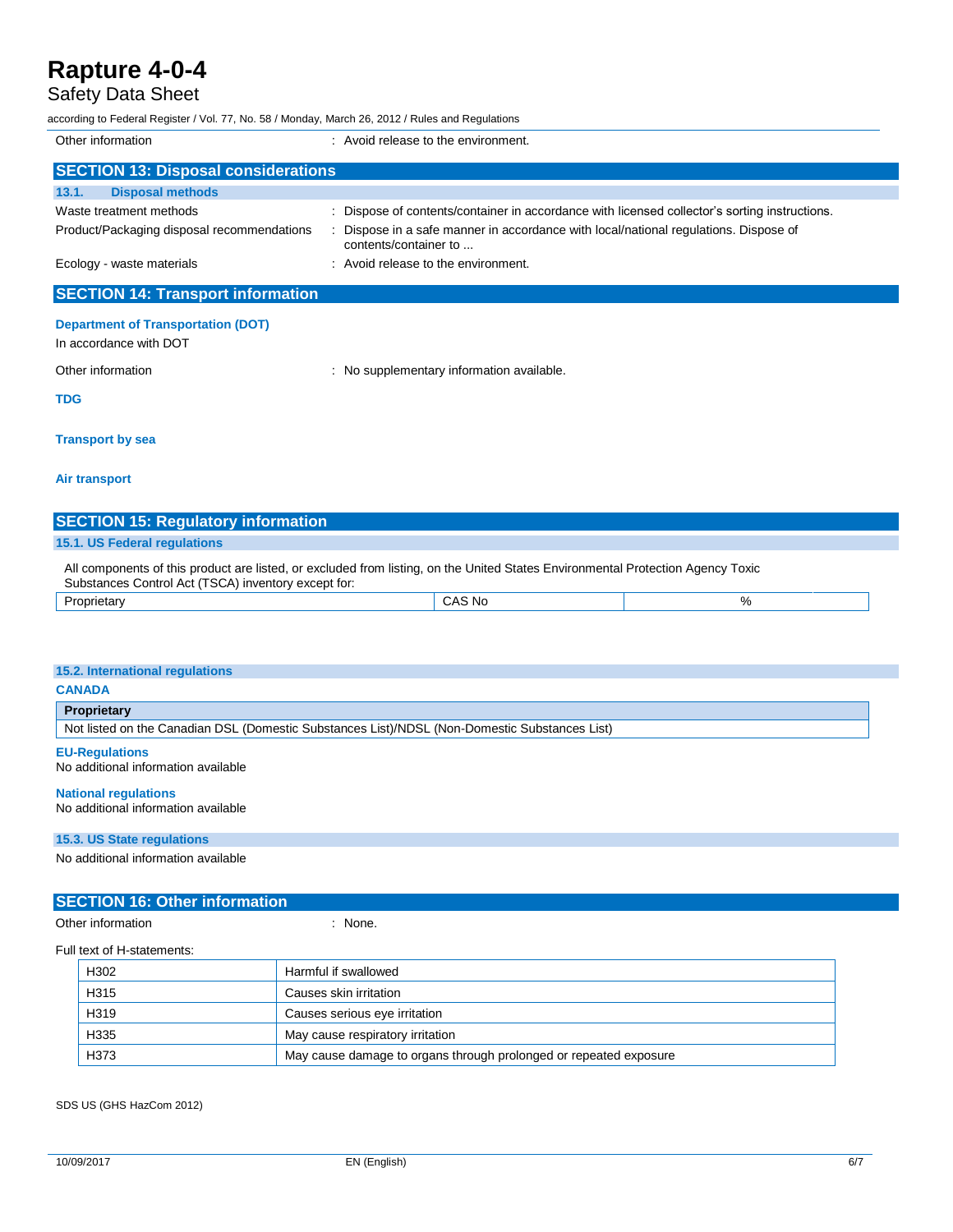Other information : Avoid release to the environment.

## SECTION 13: Disposal considerations

### 13.1. Disposal methods

Waste treatment methods : Dispose of contents/container in accordance with licensed collector's sorting instructions.

Product/Packaging disposal recommendations : Dispose in a safe manner in accordance with local/national regulations. Dispose of contents/container to ...

Ecology - waste materials : Avoid release to the environment.

## SECTION 14: Transport information

**Department of Transportation (DOT)**

In accordance with DOT

Other information : No supplementary information available.

**TDG**

**Transport by sea**

**Air transport**

## SECTION 15: Regulatory information

### 15.1. US Federal regulations

All components of this product are listed, or excluded from listing, on the United States Environmental Protection Agency Toxic Substances Control Act (TSCA) inventory except for:

| Proprietary | CAS No | % |
|---|---|---|

### 15.2. International regulations

**CANADA**

| Proprietary |
|---|
| Not listed on the Canadian DSL (Domestic Substances List)/NDSL (Non-Domestic Substances List) |

**EU-Regulations**

No additional information available

**National regulations**

No additional information available

### 15.3. US State regulations

No additional information available

## SECTION 16: Other information

Other information : None.

Full text of H-statements:

| | |
|---|---|
| H302 | Harmful if swallowed |
| H315 | Causes skin irritation |
| H319 | Causes serious eye irritation |
| H335 | May cause respiratory irritation |
| H373 | May cause damage to organs through prolonged or repeated exposure |

SDS US (GHS HazCom 2012)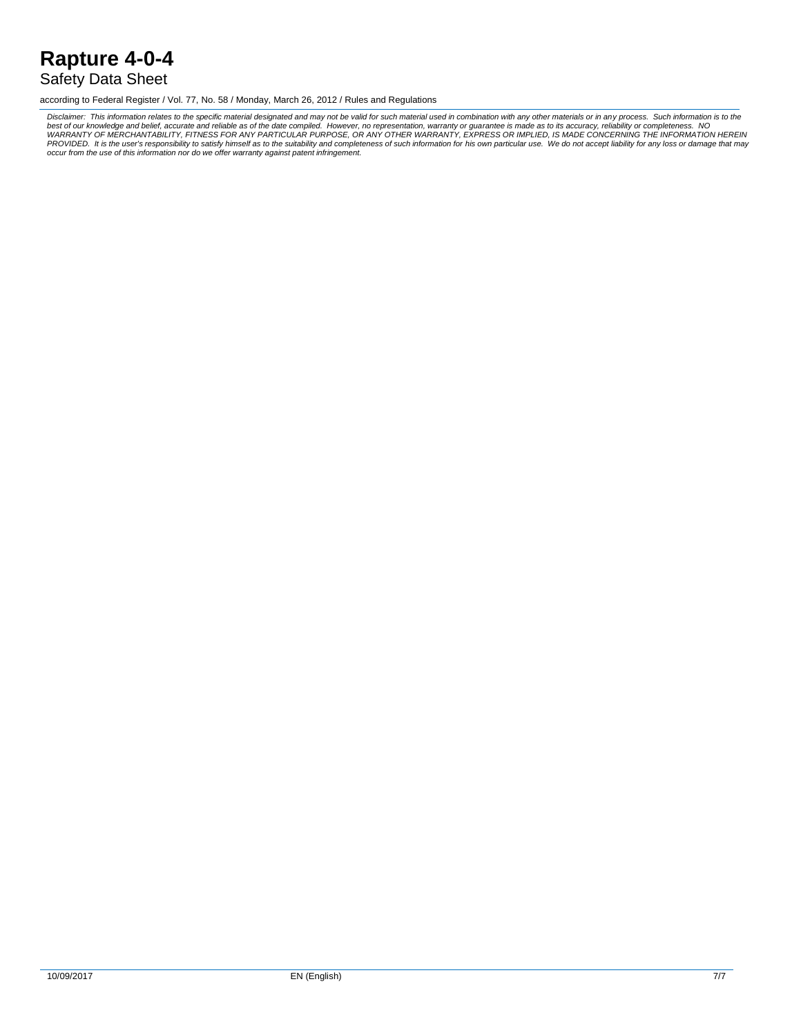*Disclaimer: This information relates to the specific material designated and may not be valid for such material used in combination with any other materials or in any process. Such information is to the best of our knowledge and belief, accurate and reliable as of the date compiled. However, no representation, warranty or guarantee is made as to its accuracy, reliability or completeness. NO WARRANTY OF MERCHANTABILITY, FITNESS FOR ANY PARTICULAR PURPOSE, OR ANY OTHER WARRANTY, EXPRESS OR IMPLIED, IS MADE CONCERNING THE INFORMATION HEREIN PROVIDED. It is the user's responsibility to satisfy himself as to the suitability and completeness of such information for his own particular use. We do not accept liability for any loss or damage that may occur from the use of this information nor do we offer warranty against patent infringement.*